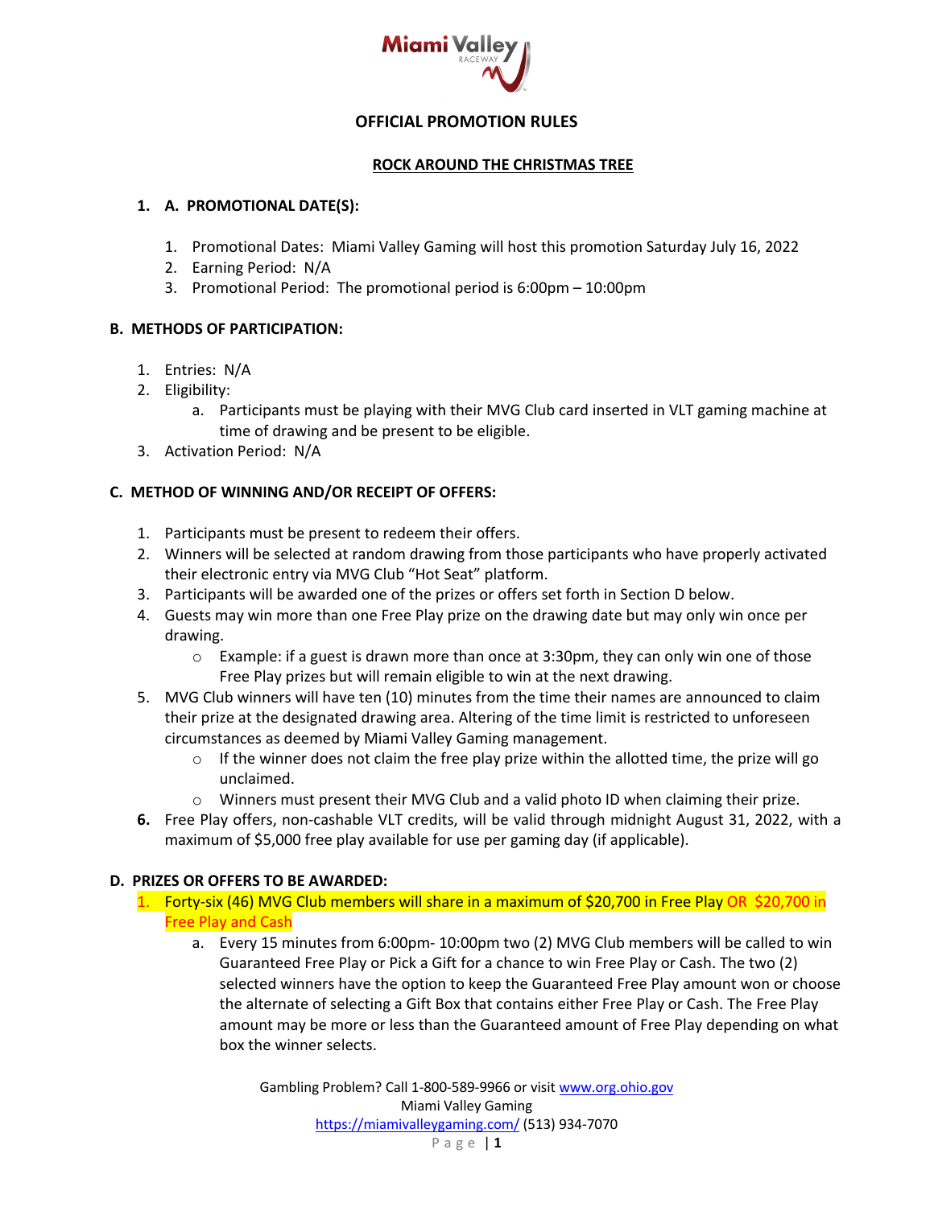Miami Valley RACEWAY

## OFFICIAL PROMOTION RULES

### ROCK AROUND THE CHRISTMAS TREE

**1. A. PROMOTIONAL DATE(S):**

1. Promotional Dates: Miami Valley Gaming will host this promotion Saturday July 16, 2022
2. Earning Period: N/A
3. Promotional Period: The promotional period is 6:00pm – 10:00pm

**B. METHODS OF PARTICIPATION:**

1. Entries: N/A
2. Eligibility:
   a. Participants must be playing with their MVG Club card inserted in VLT gaming machine at time of drawing and be present to be eligible.
3. Activation Period: N/A

**C. METHOD OF WINNING AND/OR RECEIPT OF OFFERS:**

1. Participants must be present to redeem their offers.
2. Winners will be selected at random drawing from those participants who have properly activated their electronic entry via MVG Club "Hot Seat" platform.
3. Participants will be awarded one of the prizes or offers set forth in Section D below.
4. Guests may win more than one Free Play prize on the drawing date but may only win once per drawing.
   - Example: if a guest is drawn more than once at 3:30pm, they can only win one of those Free Play prizes but will remain eligible to win at the next drawing.
5. MVG Club winners will have ten (10) minutes from the time their names are announced to claim their prize at the designated drawing area. Altering of the time limit is restricted to unforeseen circumstances as deemed by Miami Valley Gaming management.
   - If the winner does not claim the free play prize within the allotted time, the prize will go unclaimed.
   - Winners must present their MVG Club and a valid photo ID when claiming their prize.
6. Free Play offers, non-cashable VLT credits, will be valid through midnight August 31, 2022, with a maximum of $5,000 free play available for use per gaming day (if applicable).

**D. PRIZES OR OFFERS TO BE AWARDED:**

1. Forty-six (46) MVG Club members will share in a maximum of $20,700 in Free Play OR $20,700 in Free Play and Cash
   a. Every 15 minutes from 6:00pm- 10:00pm two (2) MVG Club members will be called to win Guaranteed Free Play or Pick a Gift for a chance to win Free Play or Cash. The two (2) selected winners have the option to keep the Guaranteed Free Play amount won or choose the alternate of selecting a Gift Box that contains either Free Play or Cash. The Free Play amount may be more or less than the Guaranteed amount of Free Play depending on what box the winner selects.

Gambling Problem? Call 1-800-589-9966 or visit www.org.ohio.gov
Miami Valley Gaming
https://miamivalleygaming.com/ (513) 934-7070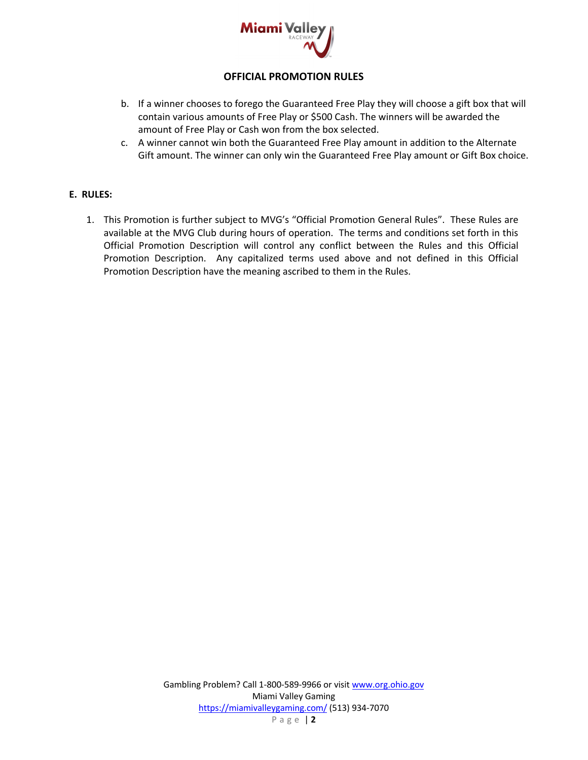## OFFICIAL PROMOTION RULES

b. If a winner chooses to forego the Guaranteed Free Play they will choose a gift box that will contain various amounts of Free Play or $500 Cash. The winners will be awarded the amount of Free Play or Cash won from the box selected.

c. A winner cannot win both the Guaranteed Free Play amount in addition to the Alternate Gift amount. The winner can only win the Guaranteed Free Play amount or Gift Box choice.

**E. RULES:**

1. This Promotion is further subject to MVG's "Official Promotion General Rules". These Rules are available at the MVG Club during hours of operation. The terms and conditions set forth in this Official Promotion Description will control any conflict between the Rules and this Official Promotion Description. Any capitalized terms used above and not defined in this Official Promotion Description have the meaning ascribed to them in the Rules.

Gambling Problem? Call 1-800-589-9966 or visit www.org.ohio.gov
Miami Valley Gaming
https://miamivalleygaming.com/ (513) 934-7070